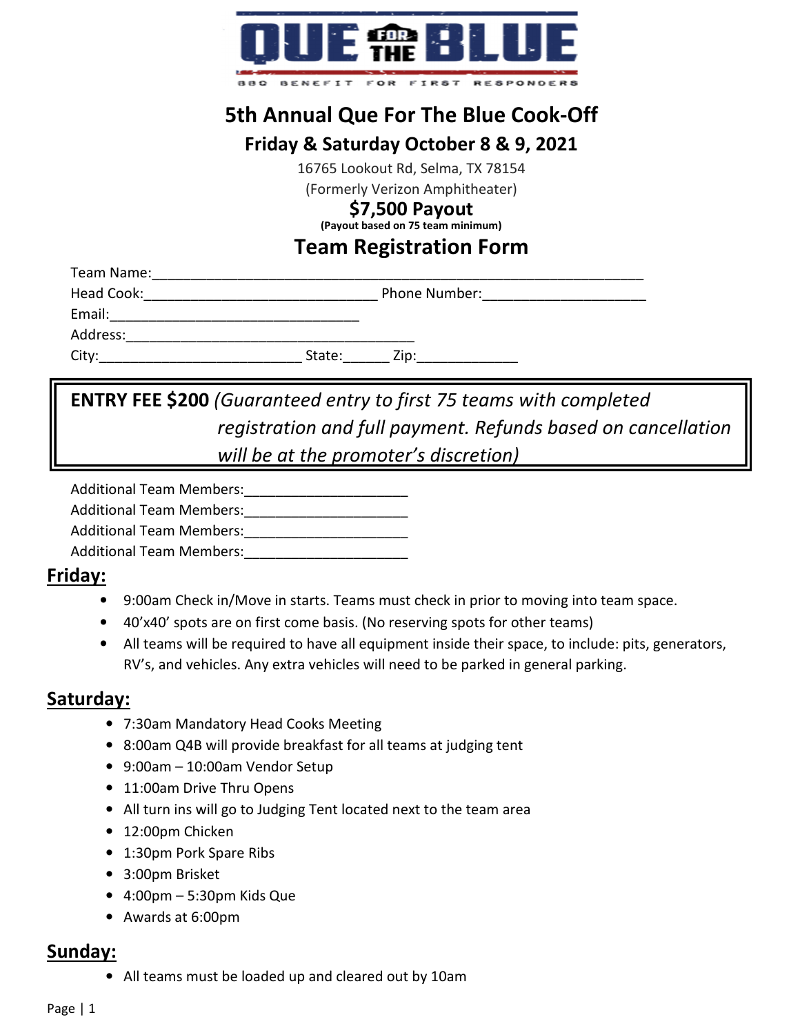QUE FOR THE BLUE

BBQ BENEFIT FOR FIRST RESPONDERS

# 5th Annual Que For The Blue Cook-Off

## Friday & Saturday October 8 & 9, 2021

16765 Lookout Rd, Selma, TX 78154

(Formerly Verizon Amphitheater)

**$7,500 Payout**

**(Payout based on 75 team minimum)**

## Team Registration Form

Team Name:\_\_\_\_\_\_\_\_\_\_\_\_\_\_\_\_\_\_\_\_\_\_\_\_\_\_\_\_\_\_\_\_\_\_\_\_\_\_\_\_\_\_\_\_\_\_\_\_\_\_\_\_\_\_\_\_\_\_\_\_\_\_\_\_\_\_

Head Cook:\_\_\_\_\_\_\_\_\_\_\_\_\_\_\_\_\_\_\_\_\_\_\_\_\_\_\_\_\_\_\_\_\_ Phone Number:\_\_\_\_\_\_\_\_\_\_\_\_\_\_\_\_\_\_\_\_\_\_

Email:\_\_\_\_\_\_\_\_\_\_\_\_\_\_\_\_\_\_\_\_\_\_\_\_\_\_\_\_\_\_\_\_\_\_\_

Address:\_\_\_\_\_\_\_\_\_\_\_\_\_\_\_\_\_\_\_\_\_\_\_\_\_\_\_\_\_\_\_\_\_\_\_\_\_\_\_

City:\_\_\_\_\_\_\_\_\_\_\_\_\_\_\_\_\_\_\_\_\_\_\_\_\_\_\_\_ State:\_\_\_\_\_\_ Zip:\_\_\_\_\_\_\_\_\_\_\_\_\_\_

**ENTRY FEE $200** *(Guaranteed entry to first 75 teams with completed registration and full payment. Refunds based on cancellation will be at the promoter's discretion)*

Additional Team Members:\_\_\_\_\_\_\_\_\_\_\_\_\_\_\_\_\_\_\_\_\_\_

Additional Team Members:\_\_\_\_\_\_\_\_\_\_\_\_\_\_\_\_\_\_\_\_\_\_

Additional Team Members:\_\_\_\_\_\_\_\_\_\_\_\_\_\_\_\_\_\_\_\_\_\_

Additional Team Members:\_\_\_\_\_\_\_\_\_\_\_\_\_\_\_\_\_\_\_\_\_\_

### Friday:

- 9:00am Check in/Move in starts. Teams must check in prior to moving into team space.
- 40'x40' spots are on first come basis. (No reserving spots for other teams)
- All teams will be required to have all equipment inside their space, to include: pits, generators, RV's, and vehicles. Any extra vehicles will need to be parked in general parking.

### Saturday:

- 7:30am Mandatory Head Cooks Meeting
- 8:00am Q4B will provide breakfast for all teams at judging tent
- 9:00am – 10:00am Vendor Setup
- 11:00am Drive Thru Opens
- All turn ins will go to Judging Tent located next to the team area
- 12:00pm Chicken
- 1:30pm Pork Spare Ribs
- 3:00pm Brisket
- 4:00pm – 5:30pm Kids Que
- Awards at 6:00pm

### Sunday:

- All teams must be loaded up and cleared out by 10am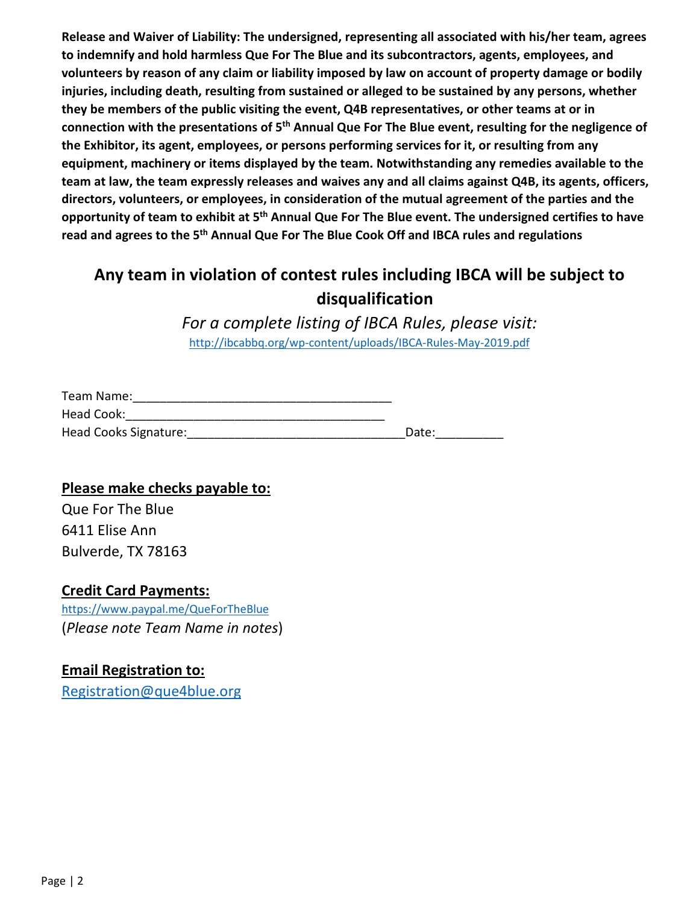**Release and Waiver of Liability: The undersigned, representing all associated with his/her team, agrees to indemnify and hold harmless Que For The Blue and its subcontractors, agents, employees, and volunteers by reason of any claim or liability imposed by law on account of property damage or bodily injuries, including death, resulting from sustained or alleged to be sustained by any persons, whether they be members of the public visiting the event, Q4B representatives, or other teams at or in connection with the presentations of 5th Annual Que For The Blue event, resulting for the negligence of the Exhibitor, its agent, employees, or persons performing services for it, or resulting from any equipment, machinery or items displayed by the team. Notwithstanding any remedies available to the team at law, the team expressly releases and waives any and all claims against Q4B, its agents, officers, directors, volunteers, or employees, in consideration of the mutual agreement of the parties and the opportunity of team to exhibit at 5th Annual Que For The Blue event. The undersigned certifies to have read and agrees to the 5th Annual Que For The Blue Cook Off and IBCA rules and regulations**

## Any team in violation of contest rules including IBCA will be subject to disqualification

*For a complete listing of IBCA Rules, please visit:*
http://ibcabbq.org/wp-content/uploads/IBCA-Rules-May-2019.pdf

Team Name:_______________________________________
Head Cook:_______________________________________
Head Cooks Signature:________________________________Date:__________

**Please make checks payable to:**
Que For The Blue
6411 Elise Ann
Bulverde, TX 78163

**Credit Card Payments:**
https://www.paypal.me/QueForTheBlue
(*Please note Team Name in notes*)

**Email Registration to:**
Registration@que4blue.org